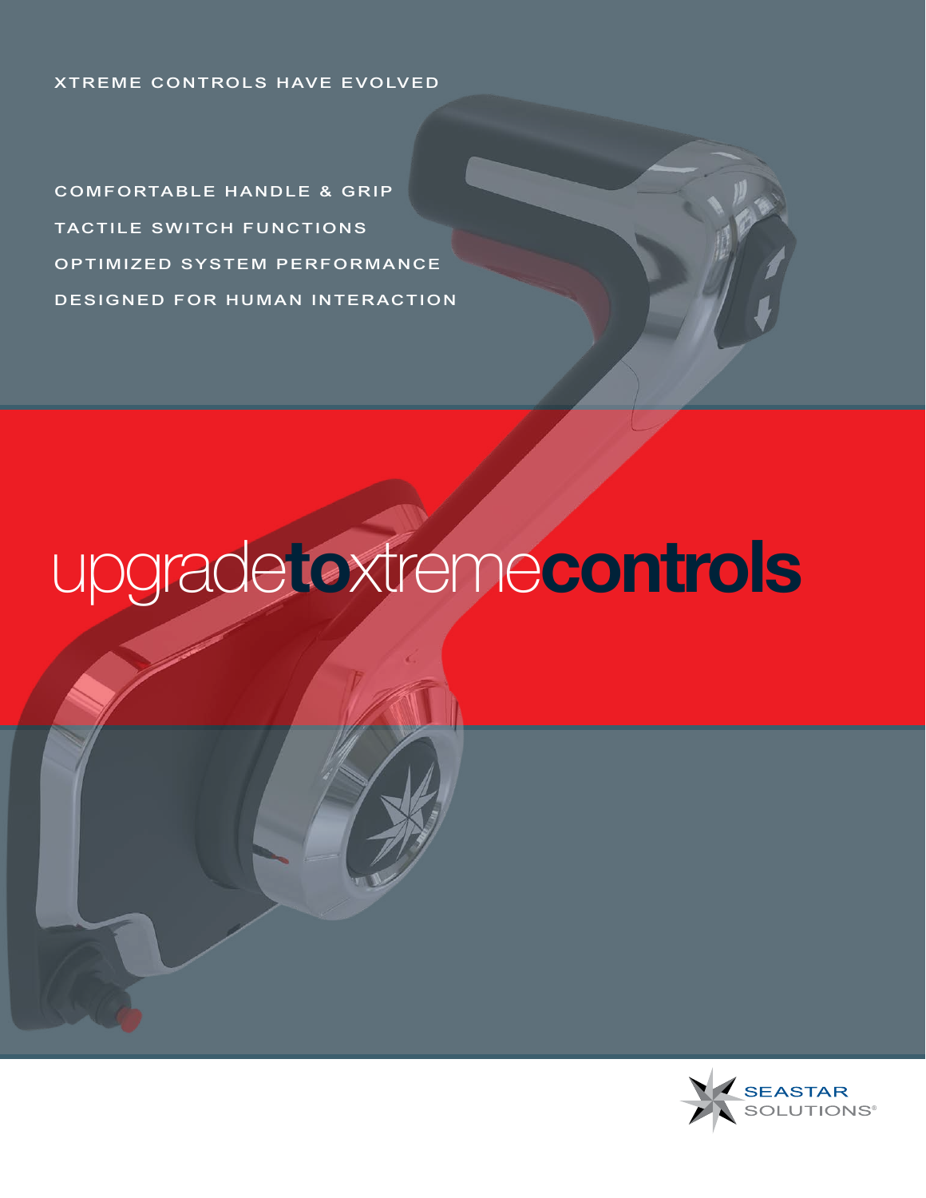XTREME CONTROLS HAVE EVOLVED

COMFORTABLE HANDLE & GRIP

TACTILE SWITCH FUNCTIONS

OPTIMIZED SYSTEM PERFORMANCE

DESIGNED FOR HUMAN INTERACTION

# upgrade**to**xtreme**controls**

SEASTAR SOLUTIONS®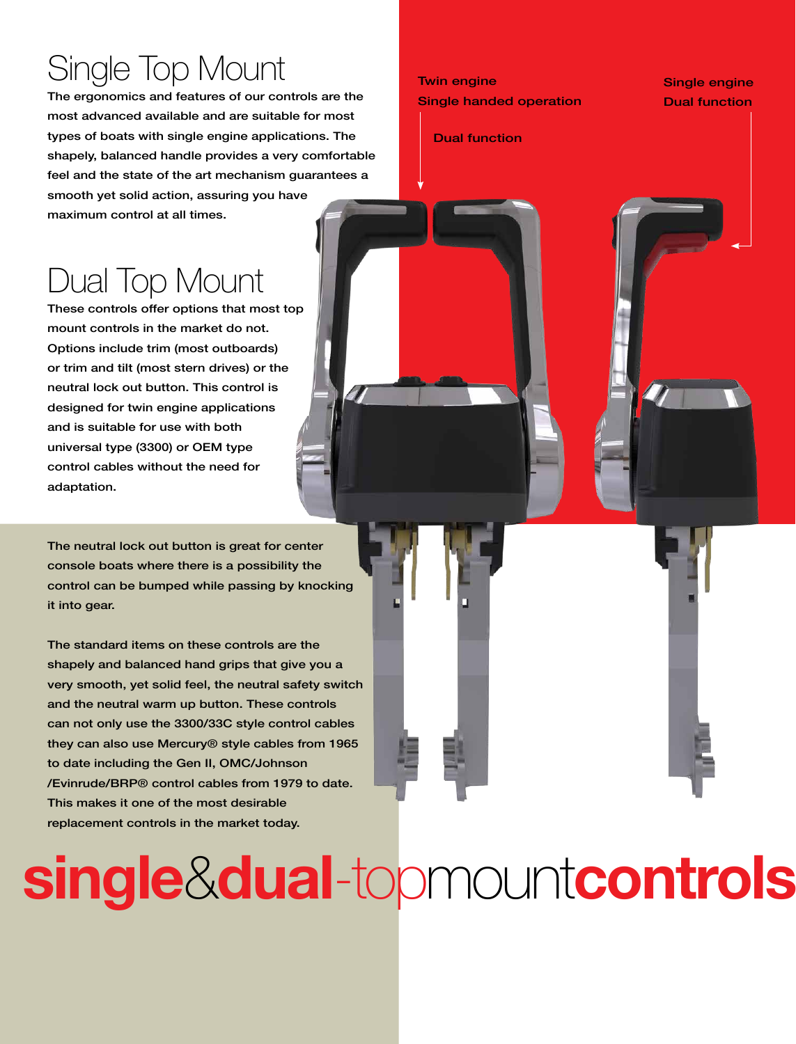# single&dual-topmountcontrols

## Single Top Mount

The ergonomics and features of our controls are the most advanced available and are suitable for most types of boats with single engine applications. The shapely, balanced handle provides a very comfortable feel and the state of the art mechanism guarantees a smooth yet solid action, assuring you have maximum control at all times.

## Dual Top Mount

These controls offer options that most top mount controls in the market do not. Options include trim (most outboards) or trim and tilt (most stern drives) or the neutral lock out button. This control is designed for twin engine applications and is suitable for use with both universal type (3300) or OEM type control cables without the need for adaptation.

The neutral lock out button is great for center console boats where there is a possibility the control can be bumped while passing by knocking it into gear.

The standard items on these controls are the shapely and balanced hand grips that give you a very smooth, yet solid feel, the neutral safety switch and the neutral warm up button. These controls can not only use the 3300/33C style control cables they can also use Mercury® style cables from 1965 to date including the Gen II, OMC/Johnson /Evinrude/BRP® control cables from 1979 to date. This makes it one of the most desirable replacement controls in the market today.

Twin engine
Single handed operation

Dual function

Single engine
Dual function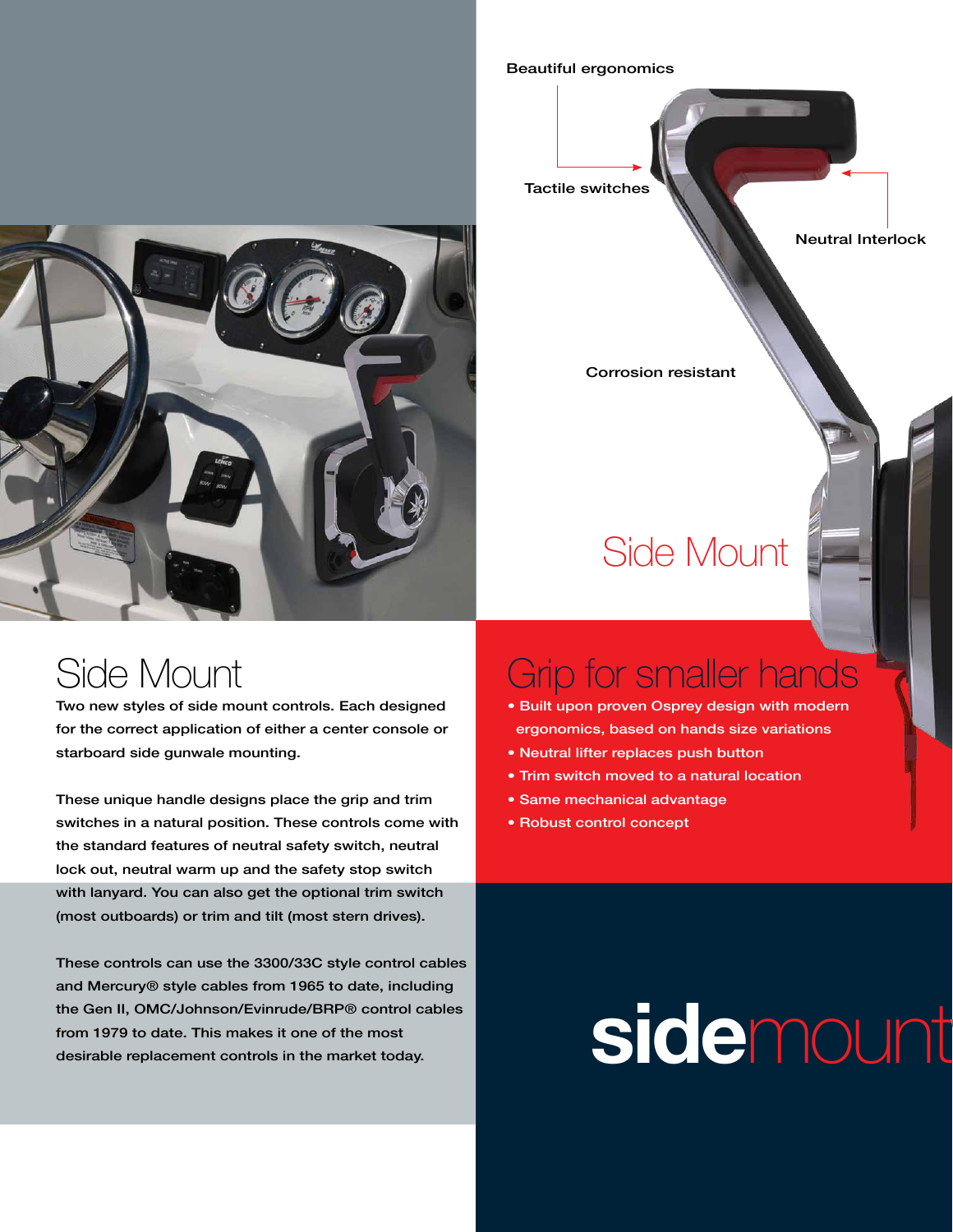Beautiful ergonomics

Tactile switches

Neutral Interlock

Corrosion resistant

Side Mount

# Side Mount

Two new styles of side mount controls. Each designed for the correct application of either a center console or starboard side gunwale mounting.

These unique handle designs place the grip and trim switches in a natural position. These controls come with the standard features of neutral safety switch, neutral lock out, neutral warm up and the safety stop switch with lanyard. You can also get the optional trim switch (most outboards) or trim and tilt (most stern drives).

These controls can use the 3300/33C style control cables and Mercury® style cables from 1965 to date, including the Gen II, OMC/Johnson/Evinrude/BRP® control cables from 1979 to date. This makes it one of the most desirable replacement controls in the market today.

# Grip for smaller hands

- Built upon proven Osprey design with modern ergonomics, based on hands size variations
- Neutral lifter replaces push button
- Trim switch moved to a natural location
- Same mechanical advantage
- Robust control concept

**side**mount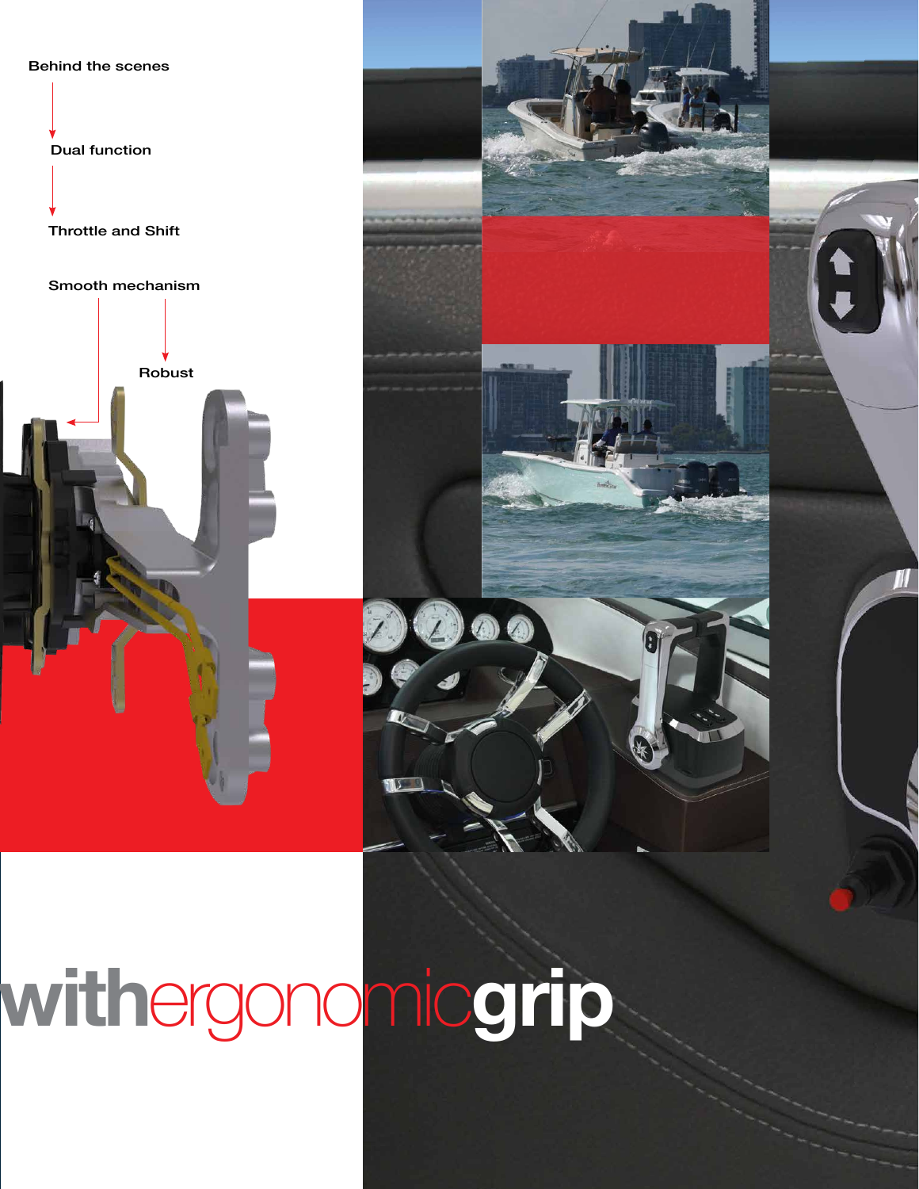Behind the scenes

Dual function

Throttle and Shift

Smooth mechanism

Robust

# withergonomicgrip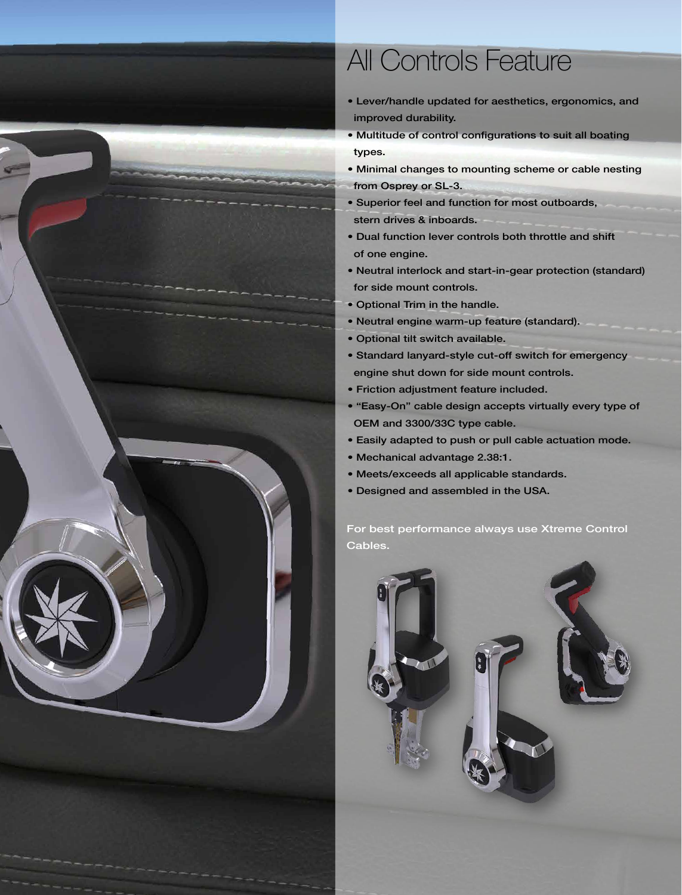# All Controls Feature

- Lever/handle updated for aesthetics, ergonomics, and improved durability.
- Multitude of control configurations to suit all boating types.
- Minimal changes to mounting scheme or cable nesting from Osprey or SL-3.
- Superior feel and function for most outboards, stern drives & inboards.
- Dual function lever controls both throttle and shift of one engine.
- Neutral interlock and start-in-gear protection (standard) for side mount controls.
- Optional Trim in the handle.
- Neutral engine warm-up feature (standard).
- Optional tilt switch available.
- Standard lanyard-style cut-off switch for emergency engine shut down for side mount controls.
- Friction adjustment feature included.
- "Easy-On" cable design accepts virtually every type of OEM and 3300/33C type cable.
- Easily adapted to push or pull cable actuation mode.
- Mechanical advantage 2.38:1.
- Meets/exceeds all applicable standards.
- Designed and assembled in the USA.

For best performance always use Xtreme Control Cables.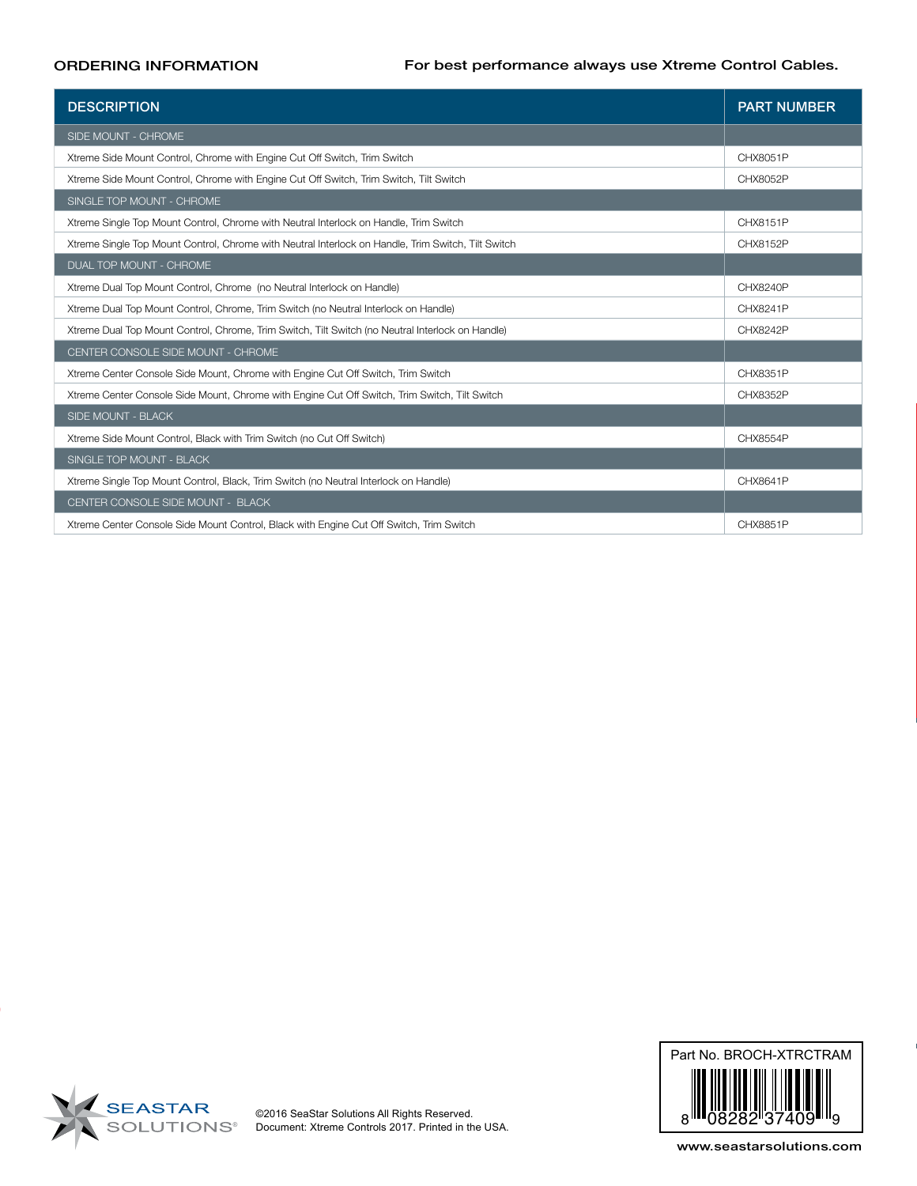## ORDERING INFORMATION

**For best performance always use Xtreme Control Cables.**

| DESCRIPTION | PART NUMBER |
| --- | --- |
| SIDE MOUNT - CHROME | |
| Xtreme Side Mount Control, Chrome with Engine Cut Off Switch, Trim Switch | CHX8051P |
| Xtreme Side Mount Control, Chrome with Engine Cut Off Switch, Trim Switch, Tilt Switch | CHX8052P |
| SINGLE TOP MOUNT - CHROME | |
| Xtreme Single Top Mount Control, Chrome with Neutral Interlock on Handle, Trim Switch | CHX8151P |
| Xtreme Single Top Mount Control, Chrome with Neutral Interlock on Handle, Trim Switch, Tilt Switch | CHX8152P |
| DUAL TOP MOUNT - CHROME | |
| Xtreme Dual Top Mount Control, Chrome (no Neutral Interlock on Handle) | CHX8240P |
| Xtreme Dual Top Mount Control, Chrome, Trim Switch (no Neutral Interlock on Handle) | CHX8241P |
| Xtreme Dual Top Mount Control, Chrome, Trim Switch, Tilt Switch (no Neutral Interlock on Handle) | CHX8242P |
| CENTER CONSOLE SIDE MOUNT - CHROME | |
| Xtreme Center Console Side Mount, Chrome with Engine Cut Off Switch, Trim Switch | CHX8351P |
| Xtreme Center Console Side Mount, Chrome with Engine Cut Off Switch, Trim Switch, Tilt Switch | CHX8352P |
| SIDE MOUNT - BLACK | |
| Xtreme Side Mount Control, Black with Trim Switch (no Cut Off Switch) | CHX8554P |
| SINGLE TOP MOUNT - BLACK | |
| Xtreme Single Top Mount Control, Black, Trim Switch (no Neutral Interlock on Handle) | CHX8641P |
| CENTER CONSOLE SIDE MOUNT - BLACK | |
| Xtreme Center Console Side Mount Control, Black with Engine Cut Off Switch, Trim Switch | CHX8851P |

SEASTAR SOLUTIONS®

©2016 SeaStar Solutions All Rights Reserved.
Document: Xtreme Controls 2017. Printed in the USA.

Part No. BROCH-XTRCTRAM

8 08282 37409 9

www.seastarsolutions.com